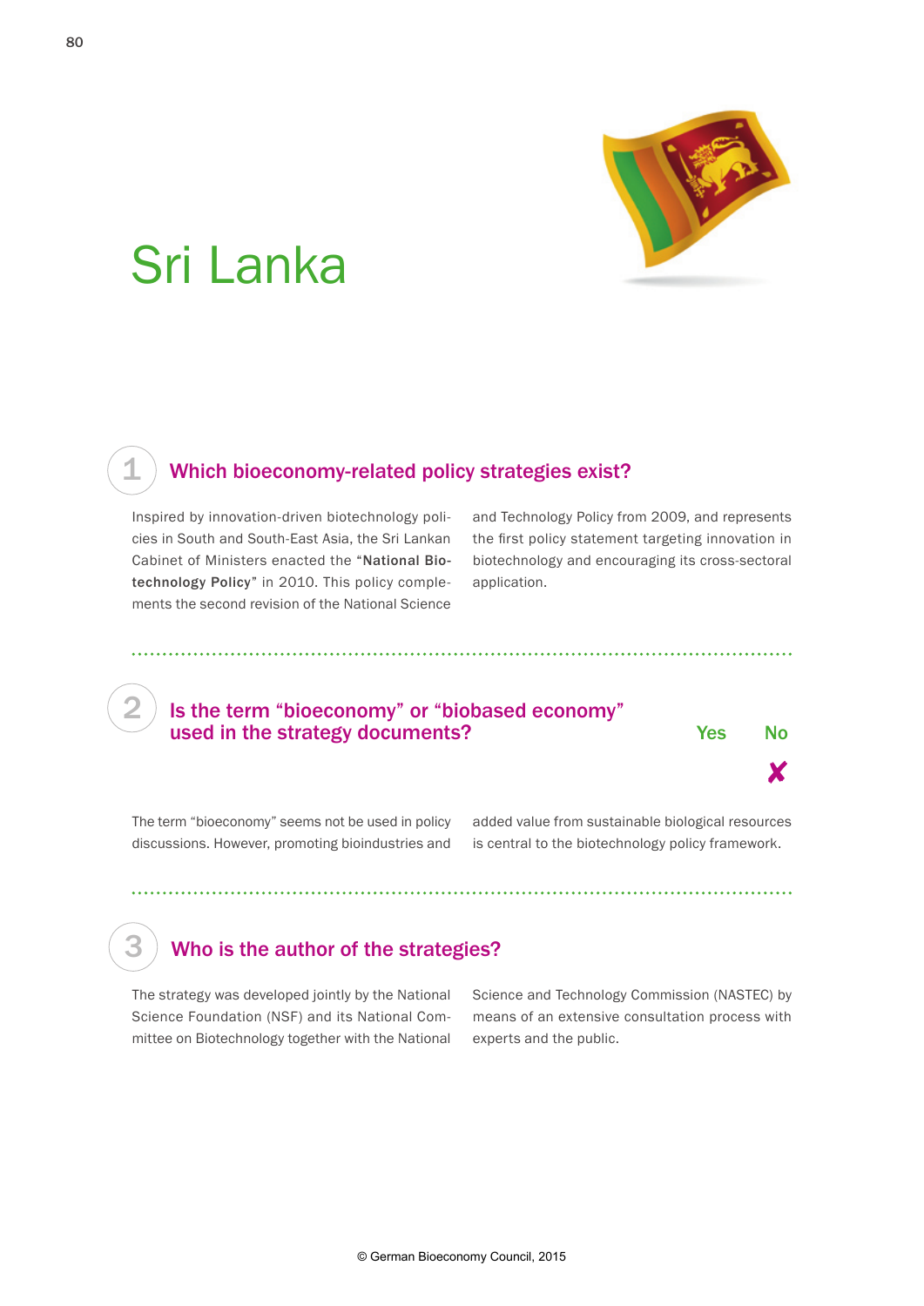# Sri Lanka

## 1 Which bioeconomy-related policy strategies exist?

Inspired by innovation-driven biotechnology policies in South and South-East Asia, the Sri Lankan Cabinet of Ministers enacted the "**National Biotechnology Policy**" in 2010. This policy complements the second revision of the National Science and Technology Policy from 2009, and represents the first policy statement targeting innovation in biotechnology and encouraging its cross-sectoral application.

## 2 Is the term "bioeconomy" or "biobased economy" used in the strategy documents?

| Yes | No |
|---|---|
| | ✘ |

The term "bioeconomy" seems not be used in policy discussions. However, promoting bioindustries and added value from sustainable biological resources is central to the biotechnology policy framework.

## 3 Who is the author of the strategies?

The strategy was developed jointly by the National Science Foundation (NSF) and its National Committee on Biotechnology together with the National Science and Technology Commission (NASTEC) by means of an extensive consultation process with experts and the public.

© German Bioeconomy Council, 2015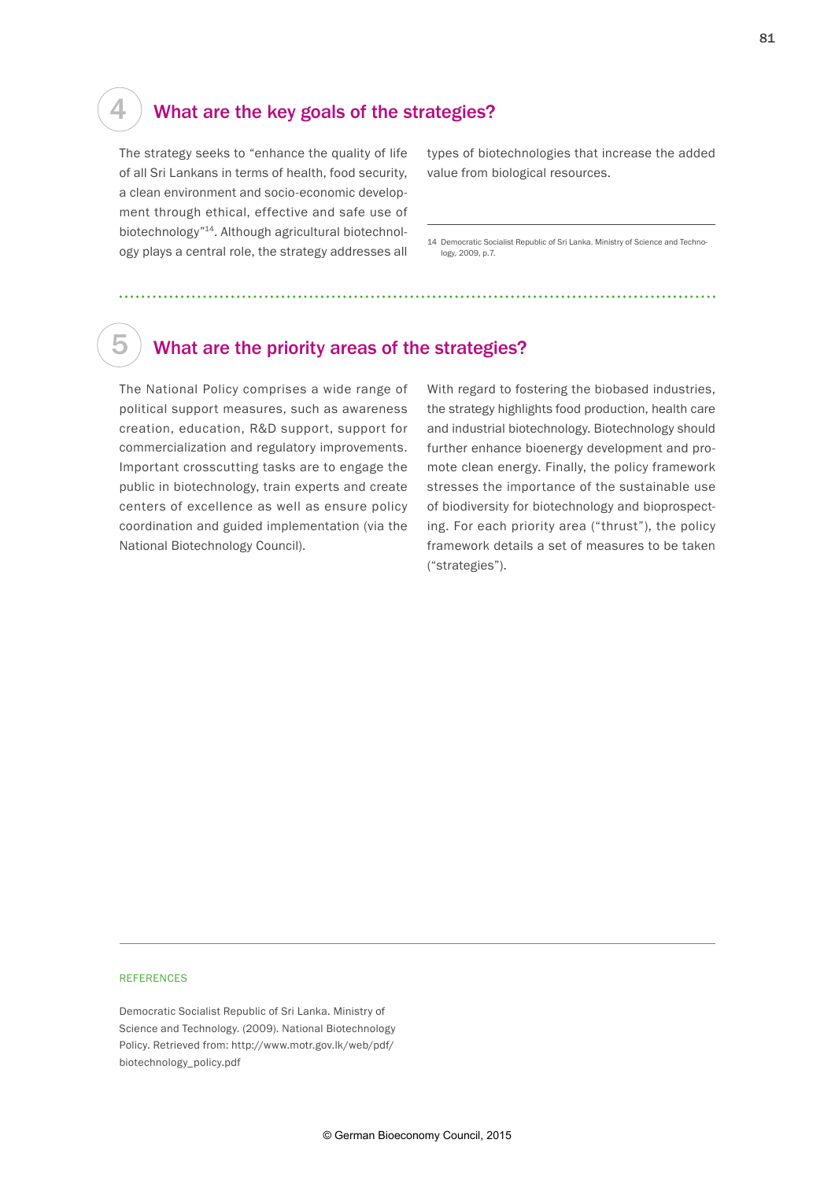## 4 What are the key goals of the strategies?

The strategy seeks to "enhance the quality of life of all Sri Lankans in terms of health, food security, a clean environment and socio-economic development through ethical, effective and safe use of biotechnology"[14]. Although agricultural biotechnology plays a central role, the strategy addresses all types of biotechnologies that increase the added value from biological resources.

14 Democratic Socialist Republic of Sri Lanka. Ministry of Science and Technology, 2009, p.7.

## 5 What are the priority areas of the strategies?

The National Policy comprises a wide range of political support measures, such as awareness creation, education, R&D support, support for commercialization and regulatory improvements. Important crosscutting tasks are to engage the public in biotechnology, train experts and create centers of excellence as well as ensure policy coordination and guided implementation (via the National Biotechnology Council).

With regard to fostering the biobased industries, the strategy highlights food production, health care and industrial biotechnology. Biotechnology should further enhance bioenergy development and promote clean energy. Finally, the policy framework stresses the importance of the sustainable use of biodiversity for biotechnology and bioprospecting. For each priority area ("thrust"), the policy framework details a set of measures to be taken ("strategies").

REFERENCES

Democratic Socialist Republic of Sri Lanka. Ministry of Science and Technology. (2009). National Biotechnology Policy. Retrieved from: http://www.motr.gov.lk/web/pdf/biotechnology_policy.pdf

© German Bioeconomy Council, 2015